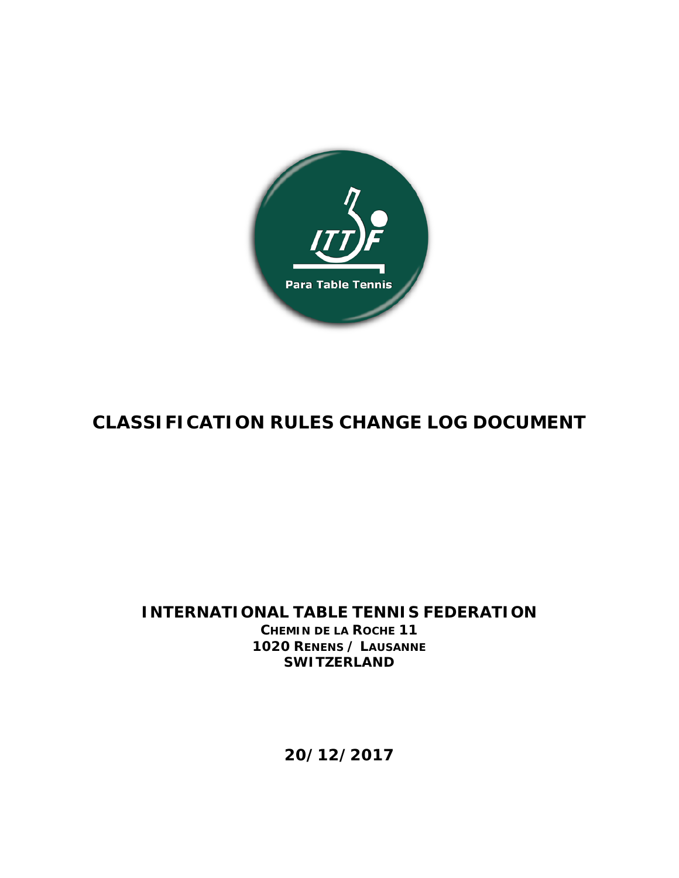# CLASSIFICATION RULES CHANGE LOG DOCUMENT

**INTERNATIONAL TABLE TENNIS FEDERATION**
**CHEMIN DE LA ROCHE 11**
**1020 RENENS / LAUSANNE**
**SWITZERLAND**

**20/12/2017**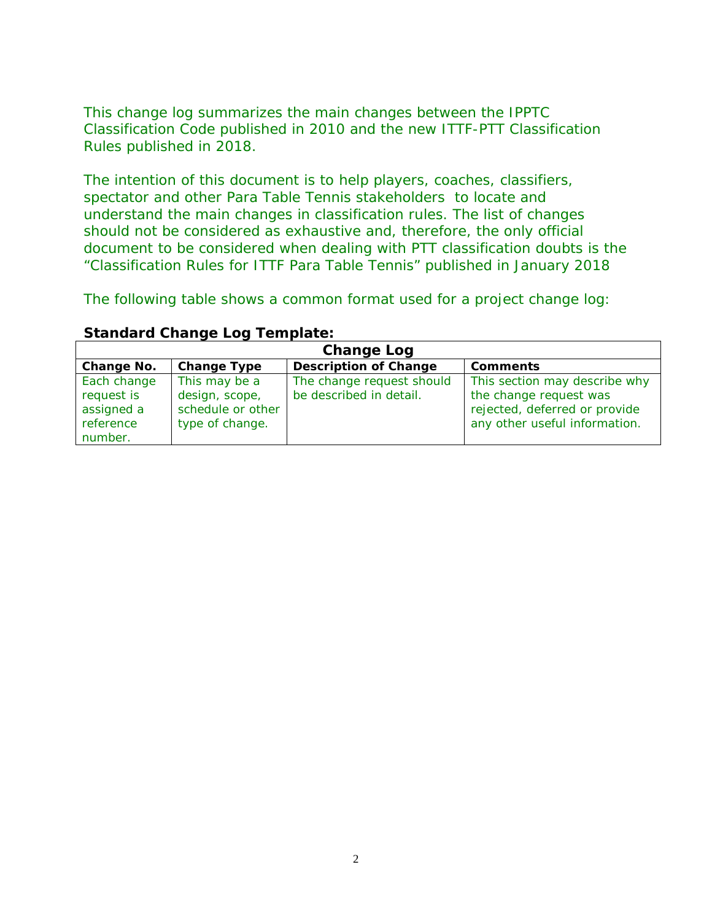This change log summarizes the main changes between the IPPTC Classification Code published in 2010 and the new ITTF-PTT Classification Rules published in 2018.

The intention of this document is to help players, coaches, classifiers, spectator and other Para Table Tennis stakeholders to locate and understand the main changes in classification rules. The list of changes should not be considered as exhaustive and, therefore, the only official document to be considered when dealing with PTT classification doubts is the "Classification Rules for ITTF Para Table Tennis" published in January 2018

The following table shows a common format used for a project change log:

**Standard Change Log Template:**

| **Change Log** | | | |
|---|---|---|---|
| **Change No.** | **Change Type** | **Description of Change** | **Comments** |
| Each change request is assigned a reference number. | This may be a design, scope, schedule or other type of change. | The change request should be described in detail. | This section may describe why the change request was rejected, deferred or provide any other useful information. |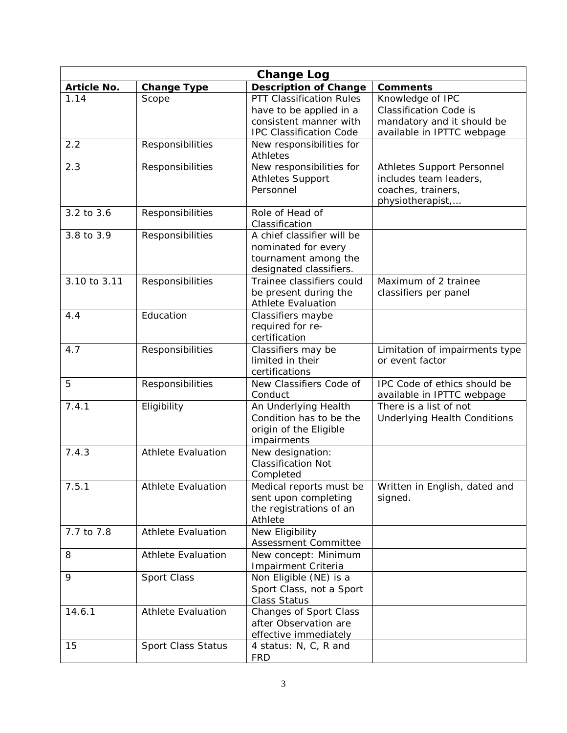| Change Log | | | |
|---|---|---|---|
| **Article No.** | **Change Type** | **Description of Change** | **Comments** |
| 1.14 | Scope | PTT Classification Rules have to be applied in a consistent manner with IPC Classification Code | Knowledge of IPC Classification Code is mandatory and it should be available in IPTTC webpage |
| 2.2 | Responsibilities | New responsibilities for Athletes | |
| 2.3 | Responsibilities | New responsibilities for Athletes Support Personnel | Athletes Support Personnel includes team leaders, coaches, trainers, physiotherapist,… |
| 3.2 to 3.6 | Responsibilities | Role of Head of Classification | |
| 3.8 to 3.9 | Responsibilities | A chief classifier will be nominated for every tournament among the designated classifiers. | |
| 3.10 to 3.11 | Responsibilities | Trainee classifiers could be present during the Athlete Evaluation | Maximum of 2 trainee classifiers per panel |
| 4.4 | Education | Classifiers maybe required for re-certification | |
| 4.7 | Responsibilities | Classifiers may be limited in their certifications | Limitation of impairments type or event factor |
| 5 | Responsibilities | New Classifiers Code of Conduct | IPC Code of ethics should be available in IPTTC webpage |
| 7.4.1 | Eligibility | An Underlying Health Condition has to be the origin of the Eligible impairments | There is a list of not Underlying Health Conditions |
| 7.4.3 | Athlete Evaluation | New designation: Classification Not Completed | |
| 7.5.1 | Athlete Evaluation | Medical reports must be sent upon completing the registrations of an Athlete | Written in English, dated and signed. |
| 7.7 to 7.8 | Athlete Evaluation | New Eligibility Assessment Committee | |
| 8 | Athlete Evaluation | New concept: Minimum Impairment Criteria | |
| 9 | Sport Class | Non Eligible (NE) is a Sport Class, not a Sport Class Status | |
| 14.6.1 | Athlete Evaluation | Changes of Sport Class after Observation are effective immediately | |
| 15 | Sport Class Status | 4 status: N, C, R and FRD | |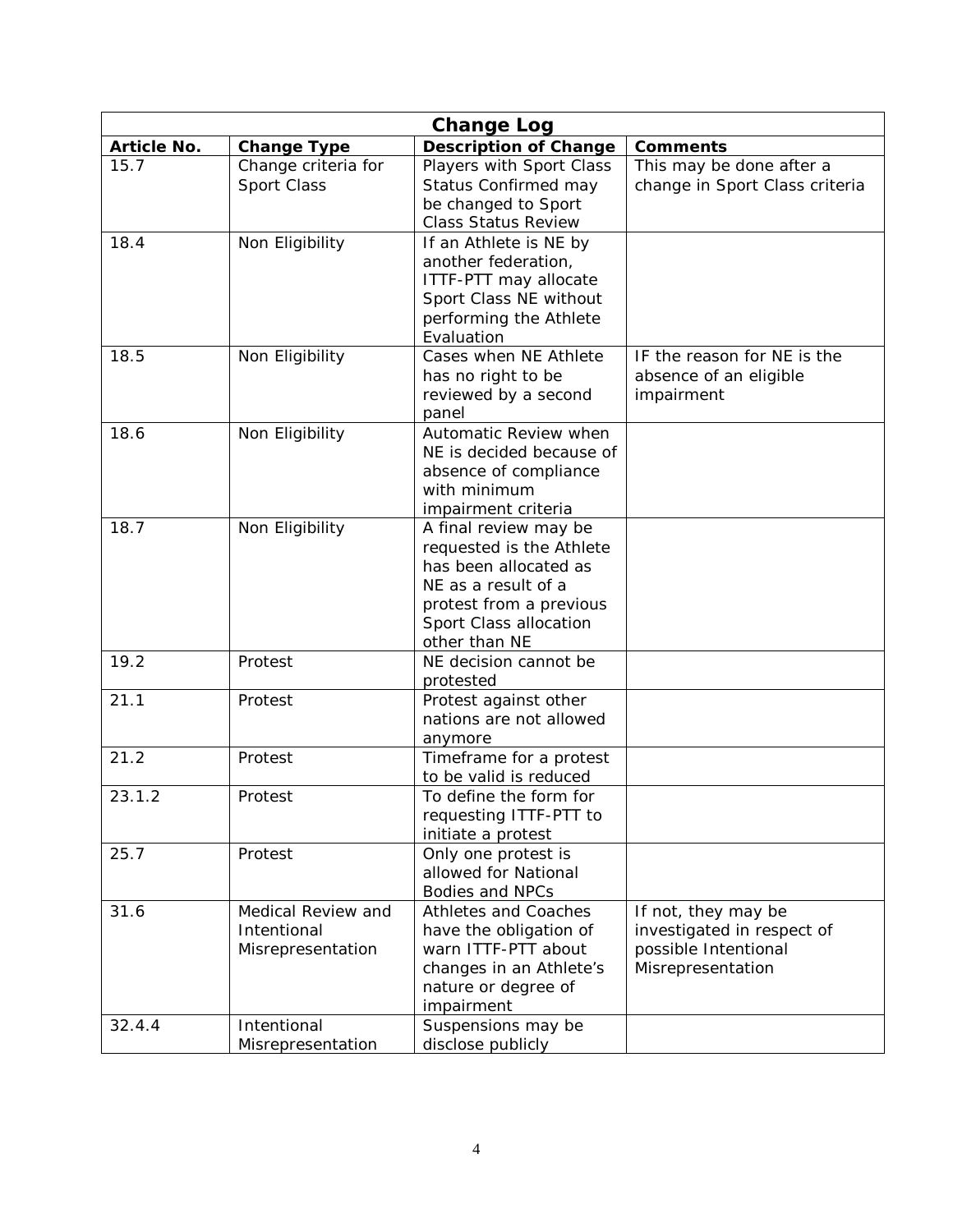| Change Log | | | |
|---|---|---|---|
| **Article No.** | **Change Type** | **Description of Change** | **Comments** |
| 15.7 | Change criteria for Sport Class | Players with Sport Class Status Confirmed may be changed to Sport Class Status Review | This may be done after a change in Sport Class criteria |
| 18.4 | Non Eligibility | If an Athlete is NE by another federation, ITTF-PTT may allocate Sport Class NE without performing the Athlete Evaluation | |
| 18.5 | Non Eligibility | Cases when NE Athlete has no right to be reviewed by a second panel | IF the reason for NE is the absence of an eligible impairment |
| 18.6 | Non Eligibility | Automatic Review when NE is decided because of absence of compliance with minimum impairment criteria | |
| 18.7 | Non Eligibility | A final review may be requested is the Athlete has been allocated as NE as a result of a protest from a previous Sport Class allocation other than NE | |
| 19.2 | Protest | NE decision cannot be protested | |
| 21.1 | Protest | Protest against other nations are not allowed anymore | |
| 21.2 | Protest | Timeframe for a protest to be valid is reduced | |
| 23.1.2 | Protest | To define the form for requesting ITTF-PTT to initiate a protest | |
| 25.7 | Protest | Only one protest is allowed for National Bodies and NPCs | |
| 31.6 | Medical Review and Intentional Misrepresentation | Athletes and Coaches have the obligation of warn ITTF-PTT about changes in an Athlete's nature or degree of impairment | If not, they may be investigated in respect of possible Intentional Misrepresentation |
| 32.4.4 | Intentional Misrepresentation | Suspensions may be disclose publicly | |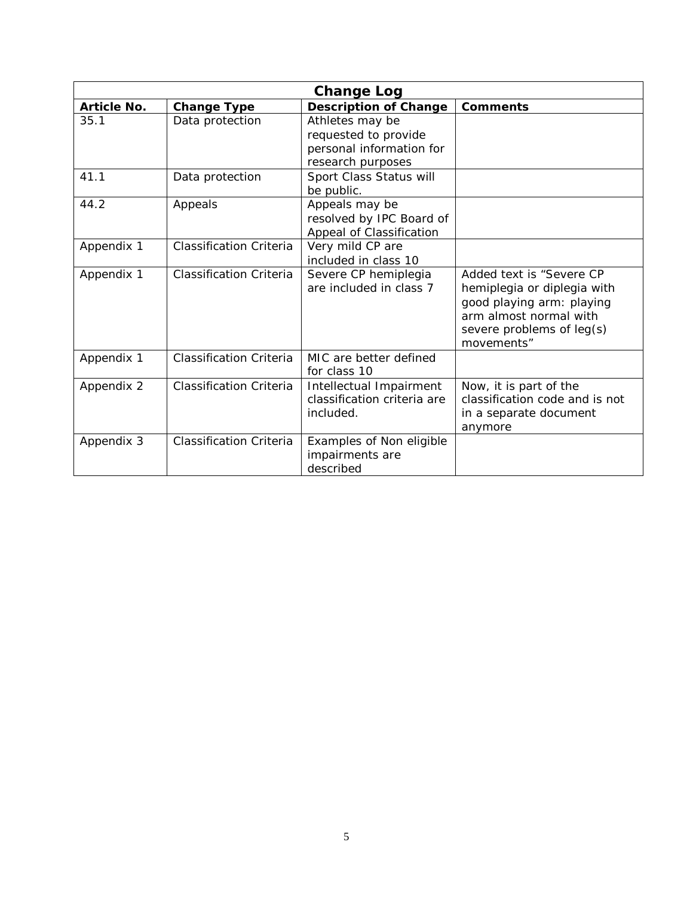| Change Log | | | |
|---|---|---|---|
| **Article No.** | **Change Type** | **Description of Change** | **Comments** |
| 35.1 | Data protection | Athletes may be requested to provide personal information for research purposes | |
| 41.1 | Data protection | Sport Class Status will be public. | |
| 44.2 | Appeals | Appeals may be resolved by IPC Board of Appeal of Classification | |
| Appendix 1 | Classification Criteria | Very mild CP are included in class 10 | |
| Appendix 1 | Classification Criteria | Severe CP hemiplegia are included in class 7 | Added text is "Severe CP hemiplegia or diplegia with good playing arm: playing arm almost normal with severe problems of leg(s) movements" |
| Appendix 1 | Classification Criteria | MIC are better defined for class 10 | |
| Appendix 2 | Classification Criteria | Intellectual Impairment classification criteria are included. | Now, it is part of the classification code and is not in a separate document anymore |
| Appendix 3 | Classification Criteria | Examples of Non eligible impairments are described | |